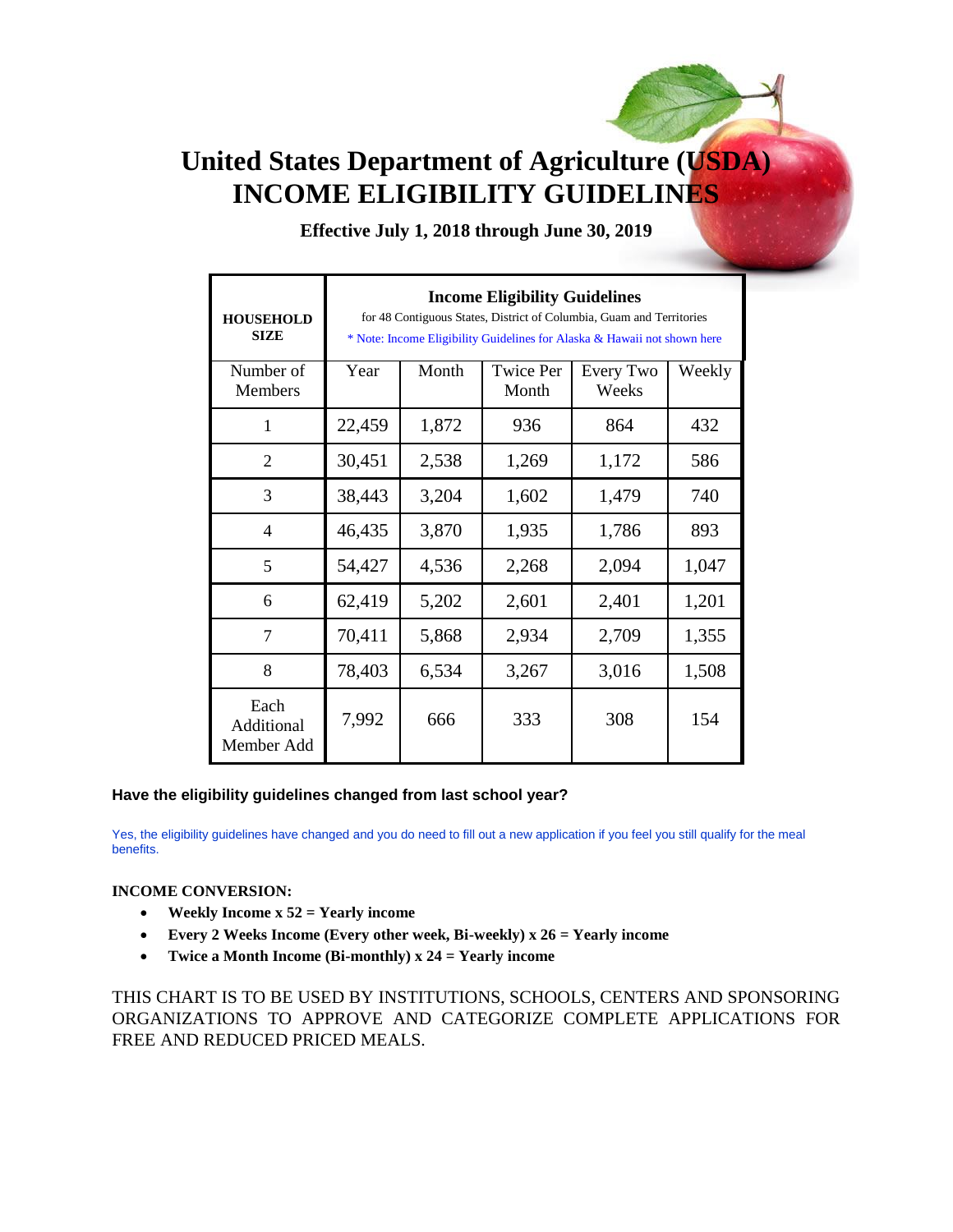# United States Department of Agriculture (USDA) INCOME ELIGIBILITY GUIDELINES

**Effective July 1, 2018 through June 30, 2019**

| **HOUSEHOLD SIZE** | **Income Eligibility Guidelines** for 48 Contiguous States, District of Columbia, Guam and Territories * Note: Income Eligibility Guidelines for Alaska & Hawaii not shown here | | | | |
|---|---|---|---|---|---|
| Number of Members | Year | Month | Twice Per Month | Every Two Weeks | Weekly |
| 1 | 22,459 | 1,872 | 936 | 864 | 432 |
| 2 | 30,451 | 2,538 | 1,269 | 1,172 | 586 |
| 3 | 38,443 | 3,204 | 1,602 | 1,479 | 740 |
| 4 | 46,435 | 3,870 | 1,935 | 1,786 | 893 |
| 5 | 54,427 | 4,536 | 2,268 | 2,094 | 1,047 |
| 6 | 62,419 | 5,202 | 2,601 | 2,401 | 1,201 |
| 7 | 70,411 | 5,868 | 2,934 | 2,709 | 1,355 |
| 8 | 78,403 | 6,534 | 3,267 | 3,016 | 1,508 |
| Each Additional Member Add | 7,992 | 666 | 333 | 308 | 154 |

**Have the eligibility guidelines changed from last school year?**

Yes, the eligibility guidelines have changed and you do need to fill out a new application if you feel you still qualify for the meal benefits.

**INCOME CONVERSION:**

- **Weekly Income x 52 = Yearly income**
- **Every 2 Weeks Income (Every other week, Bi-weekly) x 26 = Yearly income**
- **Twice a Month Income (Bi-monthly) x 24 = Yearly income**

THIS CHART IS TO BE USED BY INSTITUTIONS, SCHOOLS, CENTERS AND SPONSORING ORGANIZATIONS TO APPROVE AND CATEGORIZE COMPLETE APPLICATIONS FOR FREE AND REDUCED PRICED MEALS.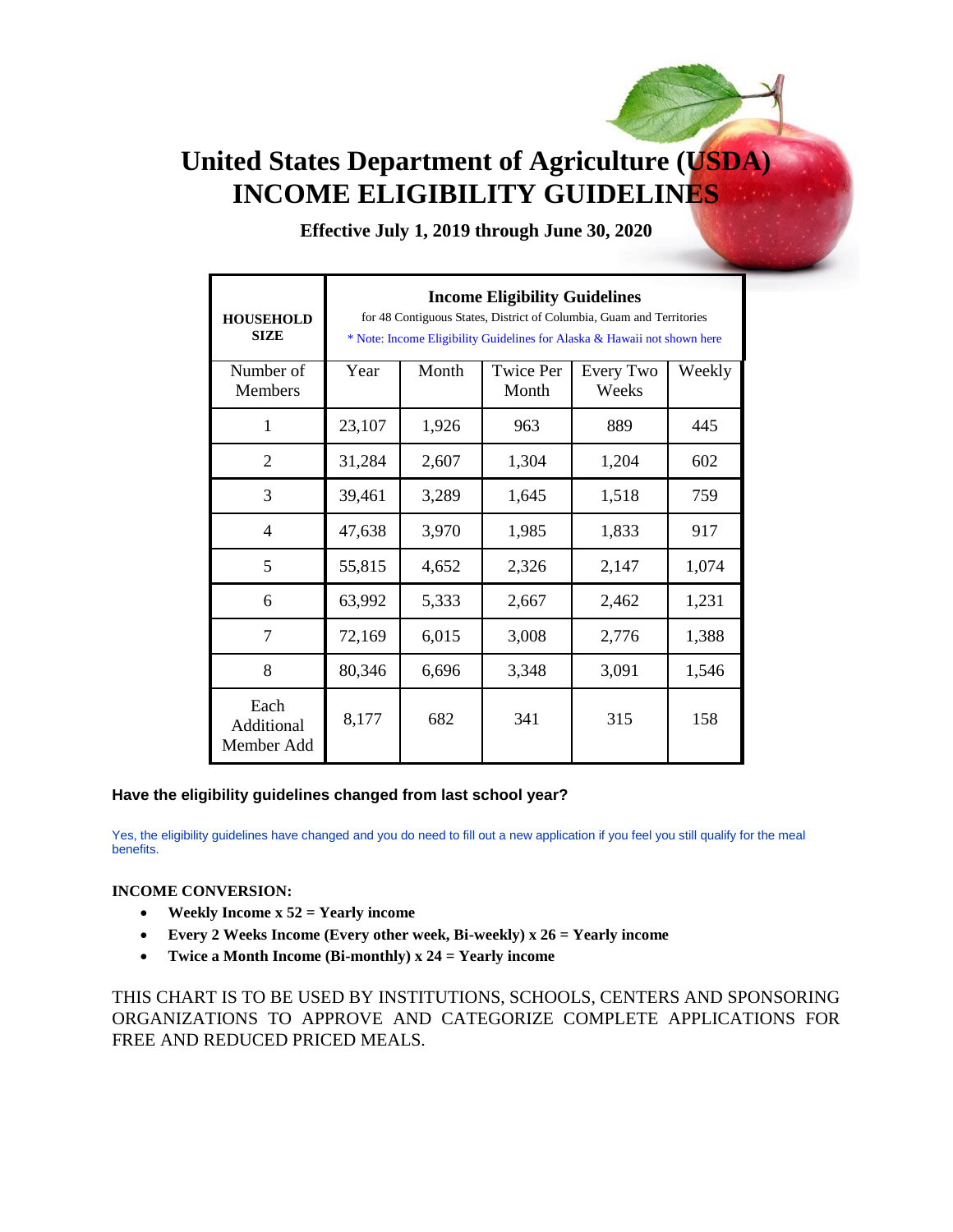# United States Department of Agriculture (USDA)
# INCOME ELIGIBILITY GUIDELINES

**Effective July 1, 2019 through June 30, 2020**

| HOUSEHOLD SIZE | Income Eligibility Guidelines for 48 Contiguous States, District of Columbia, Guam and Territories * Note: Income Eligibility Guidelines for Alaska & Hawaii not shown here | | | | |
|---|---|---|---|---|---|
| Number of Members | Year | Month | Twice Per Month | Every Two Weeks | Weekly |
| 1 | 23,107 | 1,926 | 963 | 889 | 445 |
| 2 | 31,284 | 2,607 | 1,304 | 1,204 | 602 |
| 3 | 39,461 | 3,289 | 1,645 | 1,518 | 759 |
| 4 | 47,638 | 3,970 | 1,985 | 1,833 | 917 |
| 5 | 55,815 | 4,652 | 2,326 | 2,147 | 1,074 |
| 6 | 63,992 | 5,333 | 2,667 | 2,462 | 1,231 |
| 7 | 72,169 | 6,015 | 3,008 | 2,776 | 1,388 |
| 8 | 80,346 | 6,696 | 3,348 | 3,091 | 1,546 |
| Each Additional Member Add | 8,177 | 682 | 341 | 315 | 158 |

**Have the eligibility guidelines changed from last school year?**

Yes, the eligibility guidelines have changed and you do need to fill out a new application if you feel you still qualify for the meal benefits.

**INCOME CONVERSION:**

- **Weekly Income x 52 = Yearly income**
- **Every 2 Weeks Income (Every other week, Bi-weekly) x 26 = Yearly income**
- **Twice a Month Income (Bi-monthly) x 24 = Yearly income**

THIS CHART IS TO BE USED BY INSTITUTIONS, SCHOOLS, CENTERS AND SPONSORING ORGANIZATIONS TO APPROVE AND CATEGORIZE COMPLETE APPLICATIONS FOR FREE AND REDUCED PRICED MEALS.